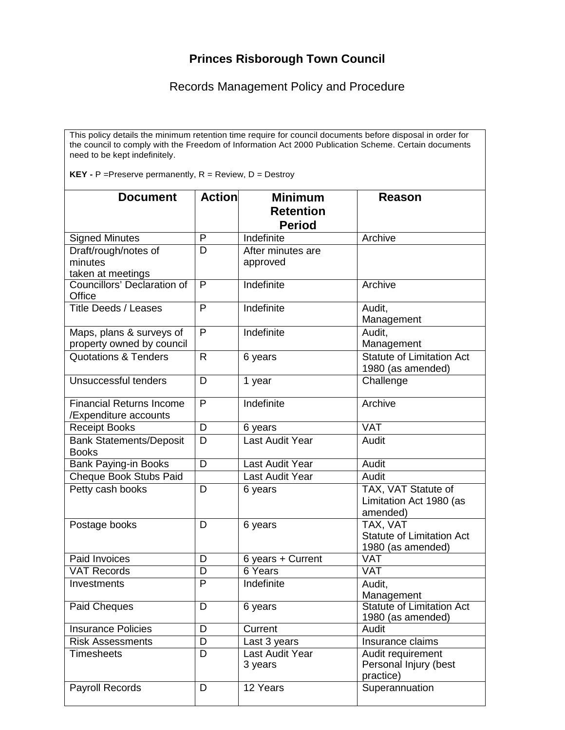# Princes Risborough Town Council

## Records Management Policy and Procedure

This policy details the minimum retention time require for council documents before disposal in order for the council to comply with the Freedom of Information Act 2000 Publication Scheme. Certain documents need to be kept indefinitely.

**KEY -** P =Preserve permanently, R = Review, D = Destroy

| Document | Action | Minimum Retention Period | Reason |
|---|---|---|---|
| Signed Minutes | P | Indefinite | Archive |
| Draft/rough/notes of minutes taken at meetings | D | After minutes are approved | |
| Councillors' Declaration of Office | P | Indefinite | Archive |
| Title Deeds / Leases | P | Indefinite | Audit, Management |
| Maps, plans & surveys of property owned by council | P | Indefinite | Audit, Management |
| Quotations & Tenders | R | 6 years | Statute of Limitation Act 1980 (as amended) |
| Unsuccessful tenders | D | 1 year | Challenge |
| Financial Returns Income /Expenditure accounts | P | Indefinite | Archive |
| Receipt Books | D | 6 years | VAT |
| Bank Statements/Deposit Books | D | Last Audit Year | Audit |
| Bank Paying-in Books | D | Last Audit Year | Audit |
| Cheque Book Stubs Paid | | Last Audit Year | Audit |
| Petty cash books | D | 6 years | TAX, VAT Statute of Limitation Act 1980 (as amended) |
| Postage books | D | 6 years | TAX, VAT Statute of Limitation Act 1980 (as amended) |
| Paid Invoices | D | 6 years + Current | VAT |
| VAT Records | D | 6 Years | VAT |
| Investments | P | Indefinite | Audit, Management |
| Paid Cheques | D | 6 years | Statute of Limitation Act 1980 (as amended) |
| Insurance Policies | D | Current | Audit |
| Risk Assessments | D | Last 3 years | Insurance claims |
| Timesheets | D | Last Audit Year 3 years | Audit requirement Personal Injury (best practice) |
| Payroll Records | D | 12 Years | Superannuation |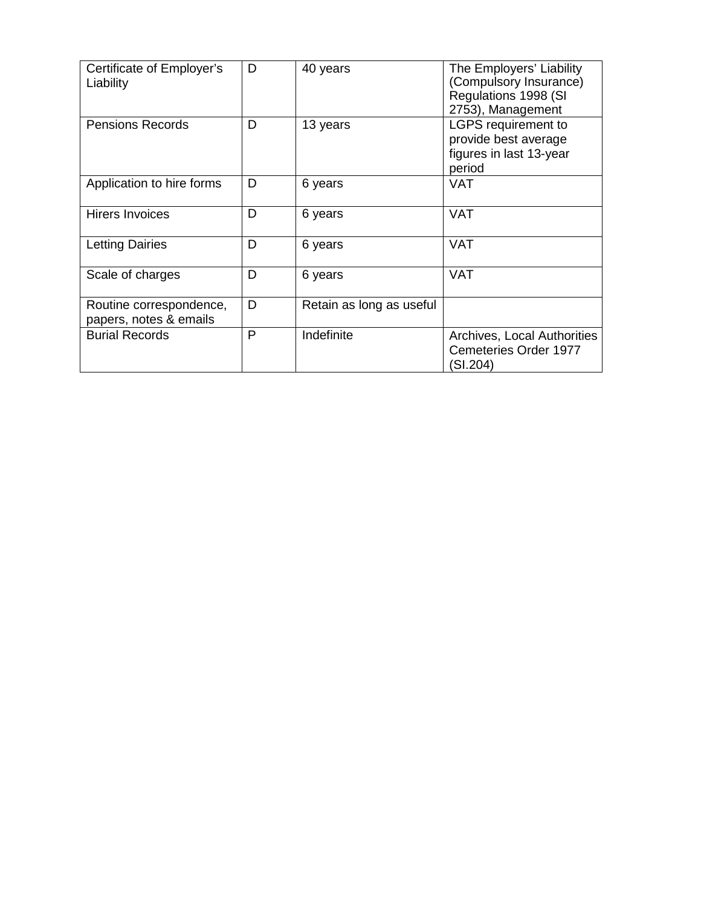| | | | |
|---|---|---|---|
| Certificate of Employer's Liability | D | 40 years | The Employers' Liability (Compulsory Insurance) Regulations 1998 (SI 2753), Management |
| Pensions Records | D | 13 years | LGPS requirement to provide best average figures in last 13-year period |
| Application to hire forms | D | 6 years | VAT |
| Hirers Invoices | D | 6 years | VAT |
| Letting Dairies | D | 6 years | VAT |
| Scale of charges | D | 6 years | VAT |
| Routine correspondence, papers, notes & emails | D | Retain as long as useful | |
| Burial Records | P | Indefinite | Archives, Local Authorities Cemeteries Order 1977 (SI.204) |